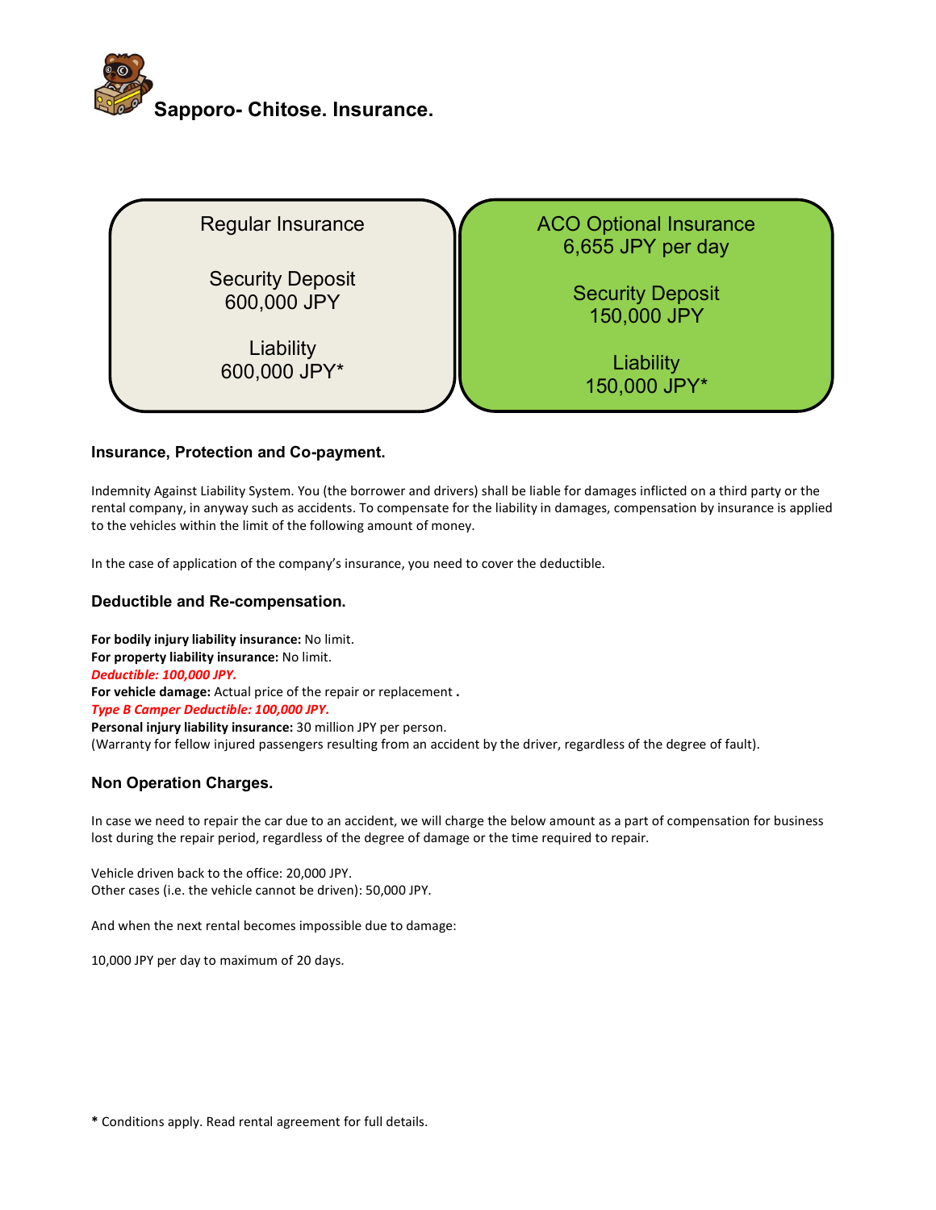# Sapporo- Chitose. Insurance.

| Regular Insurance | ACO Optional Insurance<br>6,655 JPY per day |
| --- | --- |
| Security Deposit<br>600,000 JPY | Security Deposit<br>150,000 JPY |
| Liability<br>600,000 JPY* | Liability<br>150,000 JPY* |

### Insurance, Protection and Co-payment.

Indemnity Against Liability System. You (the borrower and drivers) shall be liable for damages inflicted on a third party or the rental company, in anyway such as accidents. To compensate for the liability in damages, compensation by insurance is applied to the vehicles within the limit of the following amount of money.

In the case of application of the company's insurance, you need to cover the deductible.

### Deductible and Re-compensation.

**For bodily injury liability insurance:** No limit.
**For property liability insurance:** No limit.
***Deductible: 100,000 JPY.***
**For vehicle damage:** Actual price of the repair or replacement **.**
***Type B Camper Deductible: 100,000 JPY.***
**Personal injury liability insurance:** 30 million JPY per person.
(Warranty for fellow injured passengers resulting from an accident by the driver, regardless of the degree of fault).

### Non Operation Charges.

In case we need to repair the car due to an accident, we will charge the below amount as a part of compensation for business lost during the repair period, regardless of the degree of damage or the time required to repair.

Vehicle driven back to the office: 20,000 JPY.
Other cases (i.e. the vehicle cannot be driven): 50,000 JPY.

And when the next rental becomes impossible due to damage:

10,000 JPY per day to maximum of 20 days.

**\*** Conditions apply. Read rental agreement for full details.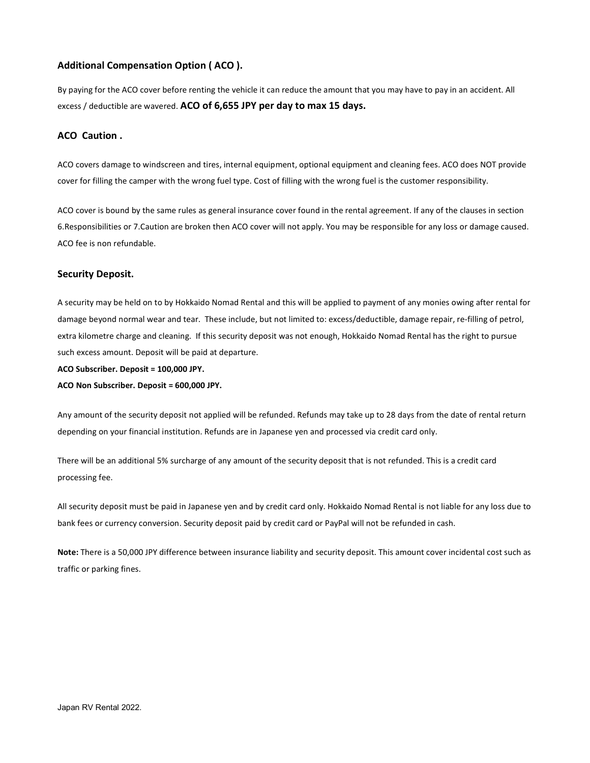### Additional Compensation Option ( ACO ).

By paying for the ACO cover before renting the vehicle it can reduce the amount that you may have to pay in an accident. All excess / deductible are wavered. **ACO of 6,655 JPY per day to max 15 days.**

### ACO Caution .

ACO covers damage to windscreen and tires, internal equipment, optional equipment and cleaning fees. ACO does NOT provide cover for filling the camper with the wrong fuel type. Cost of filling with the wrong fuel is the customer responsibility.

ACO cover is bound by the same rules as general insurance cover found in the rental agreement. If any of the clauses in section 6.Responsibilities or 7.Caution are broken then ACO cover will not apply. You may be responsible for any loss or damage caused. ACO fee is non refundable.

### Security Deposit.

A security may be held on to by Hokkaido Nomad Rental and this will be applied to payment of any monies owing after rental for damage beyond normal wear and tear. These include, but not limited to: excess/deductible, damage repair, re-filling of petrol, extra kilometre charge and cleaning. If this security deposit was not enough, Hokkaido Nomad Rental has the right to pursue such excess amount. Deposit will be paid at departure.

**ACO Subscriber. Deposit = 100,000 JPY.**

**ACO Non Subscriber. Deposit = 600,000 JPY.**

Any amount of the security deposit not applied will be refunded. Refunds may take up to 28 days from the date of rental return depending on your financial institution. Refunds are in Japanese yen and processed via credit card only.

There will be an additional 5% surcharge of any amount of the security deposit that is not refunded. This is a credit card processing fee.

All security deposit must be paid in Japanese yen and by credit card only. Hokkaido Nomad Rental is not liable for any loss due to bank fees or currency conversion. Security deposit paid by credit card or PayPal will not be refunded in cash.

**Note:** There is a 50,000 JPY difference between insurance liability and security deposit. This amount cover incidental cost such as traffic or parking fines.